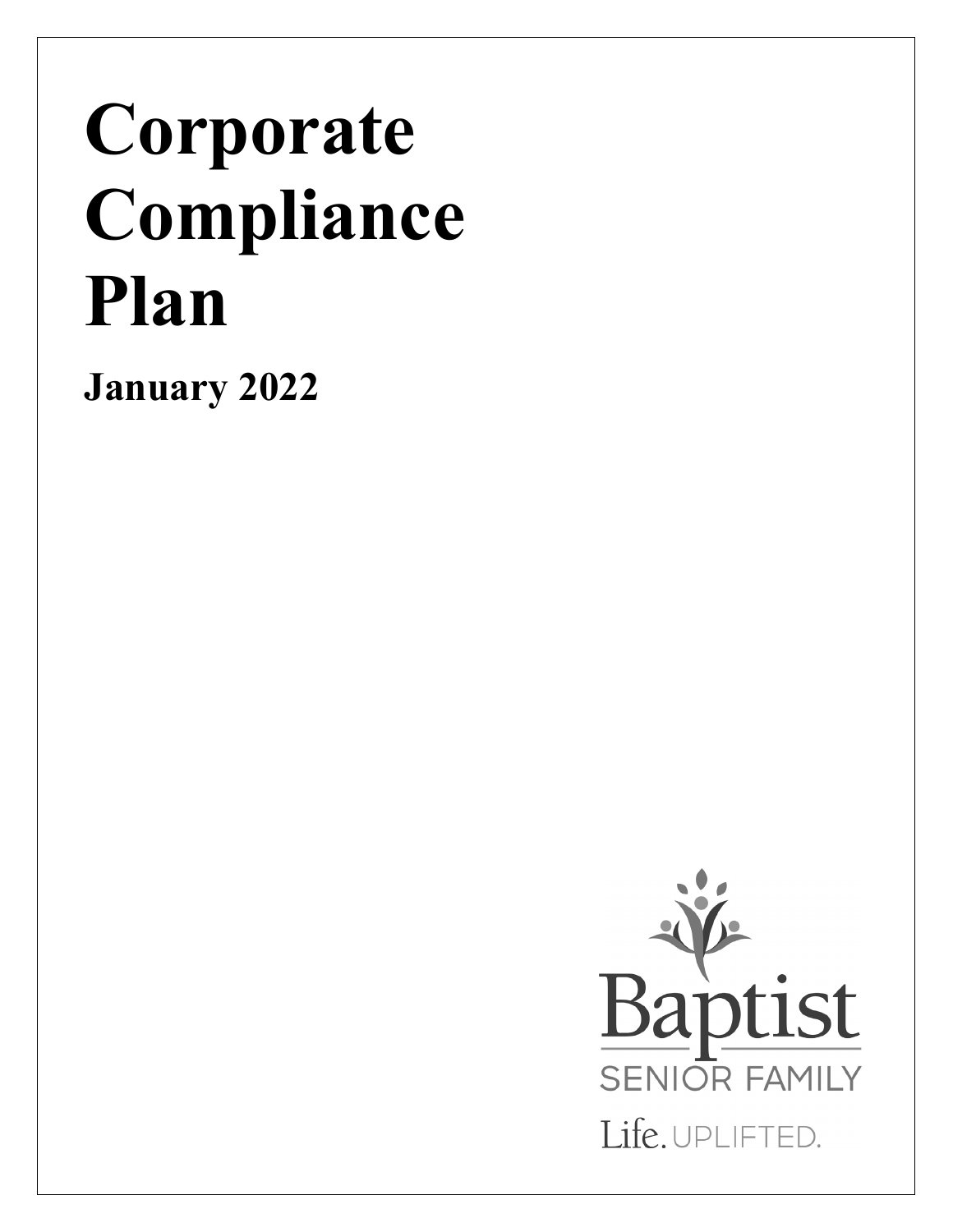# Corporate Compliance Plan

**January 2022**

Baptist

SENIOR FAMILY

Life. UPLIFTED.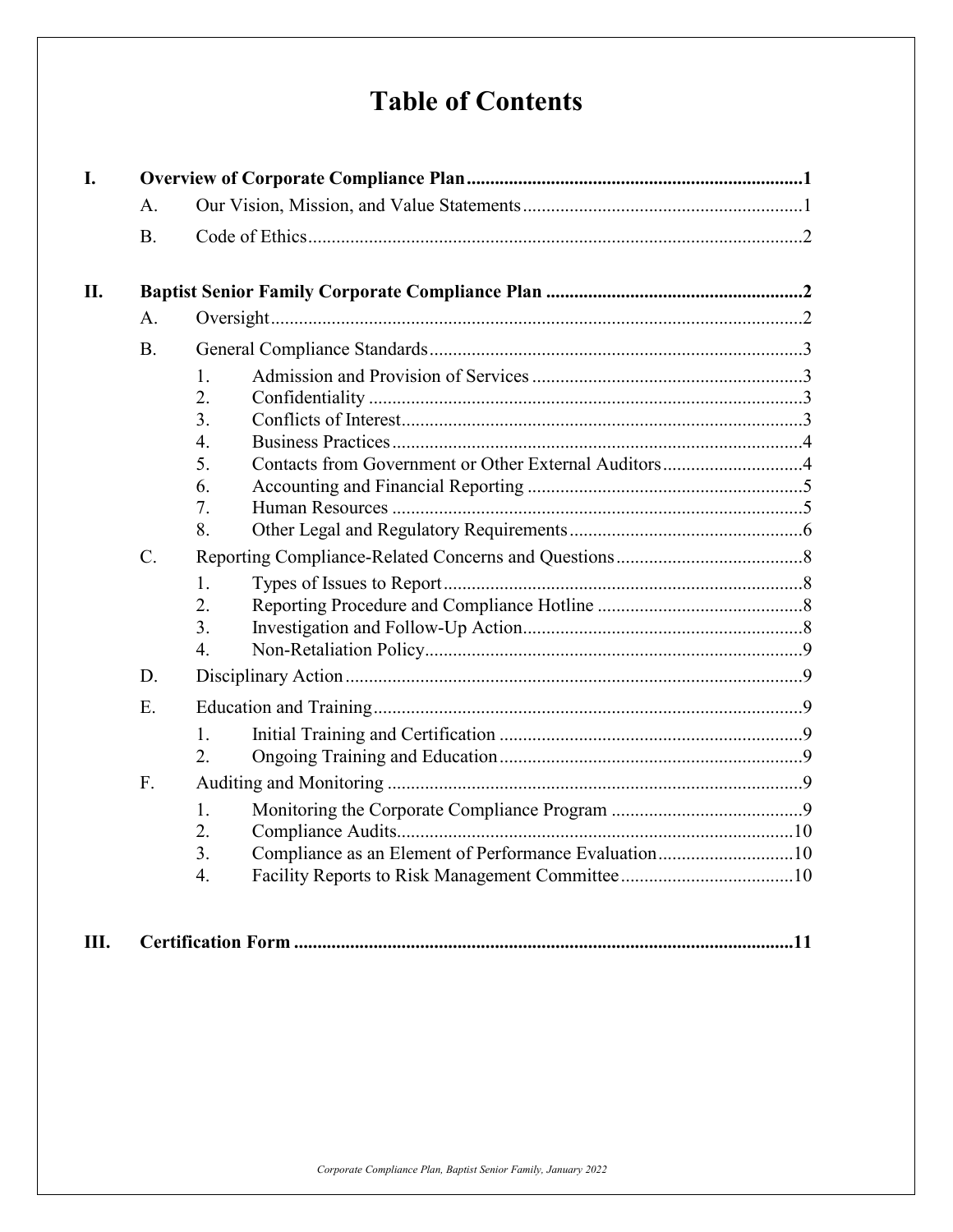# Table of Contents

**I. Overview of Corporate Compliance Plan .......... 1**

- A. Our Vision, Mission, and Value Statements .......... 1
- B. Code of Ethics .......... 2

**II. Baptist Senior Family Corporate Compliance Plan .......... 2**

- A. Oversight .......... 2
- B. General Compliance Standards .......... 3
  1. Admission and Provision of Services .......... 3
  2. Confidentiality .......... 3
  3. Conflicts of Interest .......... 3
  4. Business Practices .......... 4
  5. Contacts from Government or Other External Auditors .......... 4
  6. Accounting and Financial Reporting .......... 5
  7. Human Resources .......... 5
  8. Other Legal and Regulatory Requirements .......... 6
- C. Reporting Compliance-Related Concerns and Questions .......... 8
  1. Types of Issues to Report .......... 8
  2. Reporting Procedure and Compliance Hotline .......... 8
  3. Investigation and Follow-Up Action .......... 8
  4. Non-Retaliation Policy .......... 9
- D. Disciplinary Action .......... 9
- E. Education and Training .......... 9
  1. Initial Training and Certification .......... 9
  2. Ongoing Training and Education .......... 9
- F. Auditing and Monitoring .......... 9
  1. Monitoring the Corporate Compliance Program .......... 9
  2. Compliance Audits .......... 10
  3. Compliance as an Element of Performance Evaluation .......... 10
  4. Facility Reports to Risk Management Committee .......... 10

**III. Certification Form .......... 11**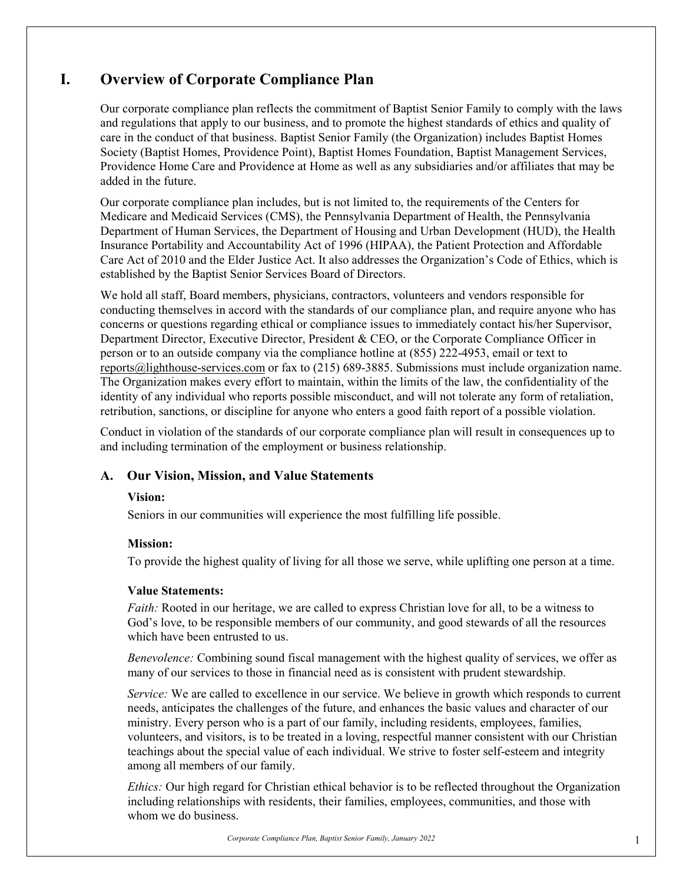# I. Overview of Corporate Compliance Plan

Our corporate compliance plan reflects the commitment of Baptist Senior Family to comply with the laws and regulations that apply to our business, and to promote the highest standards of ethics and quality of care in the conduct of that business. Baptist Senior Family (the Organization) includes Baptist Homes Society (Baptist Homes, Providence Point), Baptist Homes Foundation, Baptist Management Services, Providence Home Care and Providence at Home as well as any subsidiaries and/or affiliates that may be added in the future.

Our corporate compliance plan includes, but is not limited to, the requirements of the Centers for Medicare and Medicaid Services (CMS), the Pennsylvania Department of Health, the Pennsylvania Department of Human Services, the Department of Housing and Urban Development (HUD), the Health Insurance Portability and Accountability Act of 1996 (HIPAA), the Patient Protection and Affordable Care Act of 2010 and the Elder Justice Act. It also addresses the Organization's Code of Ethics, which is established by the Baptist Senior Services Board of Directors.

We hold all staff, Board members, physicians, contractors, volunteers and vendors responsible for conducting themselves in accord with the standards of our compliance plan, and require anyone who has concerns or questions regarding ethical or compliance issues to immediately contact his/her Supervisor, Department Director, Executive Director, President & CEO, or the Corporate Compliance Officer in person or to an outside company via the compliance hotline at (855) 222-4953, email or text to reports@lighthouse-services.com or fax to (215) 689-3885. Submissions must include organization name. The Organization makes every effort to maintain, within the limits of the law, the confidentiality of the identity of any individual who reports possible misconduct, and will not tolerate any form of retaliation, retribution, sanctions, or discipline for anyone who enters a good faith report of a possible violation.

Conduct in violation of the standards of our corporate compliance plan will result in consequences up to and including termination of the employment or business relationship.

## A. Our Vision, Mission, and Value Statements

**Vision:**
Seniors in our communities will experience the most fulfilling life possible.

**Mission:**
To provide the highest quality of living for all those we serve, while uplifting one person at a time.

**Value Statements:**

*Faith:* Rooted in our heritage, we are called to express Christian love for all, to be a witness to God's love, to be responsible members of our community, and good stewards of all the resources which have been entrusted to us.

*Benevolence:* Combining sound fiscal management with the highest quality of services, we offer as many of our services to those in financial need as is consistent with prudent stewardship.

*Service:* We are called to excellence in our service. We believe in growth which responds to current needs, anticipates the challenges of the future, and enhances the basic values and character of our ministry. Every person who is a part of our family, including residents, employees, families, volunteers, and visitors, is to be treated in a loving, respectful manner consistent with our Christian teachings about the special value of each individual. We strive to foster self-esteem and integrity among all members of our family.

*Ethics:* Our high regard for Christian ethical behavior is to be reflected throughout the Organization including relationships with residents, their families, employees, communities, and those with whom we do business.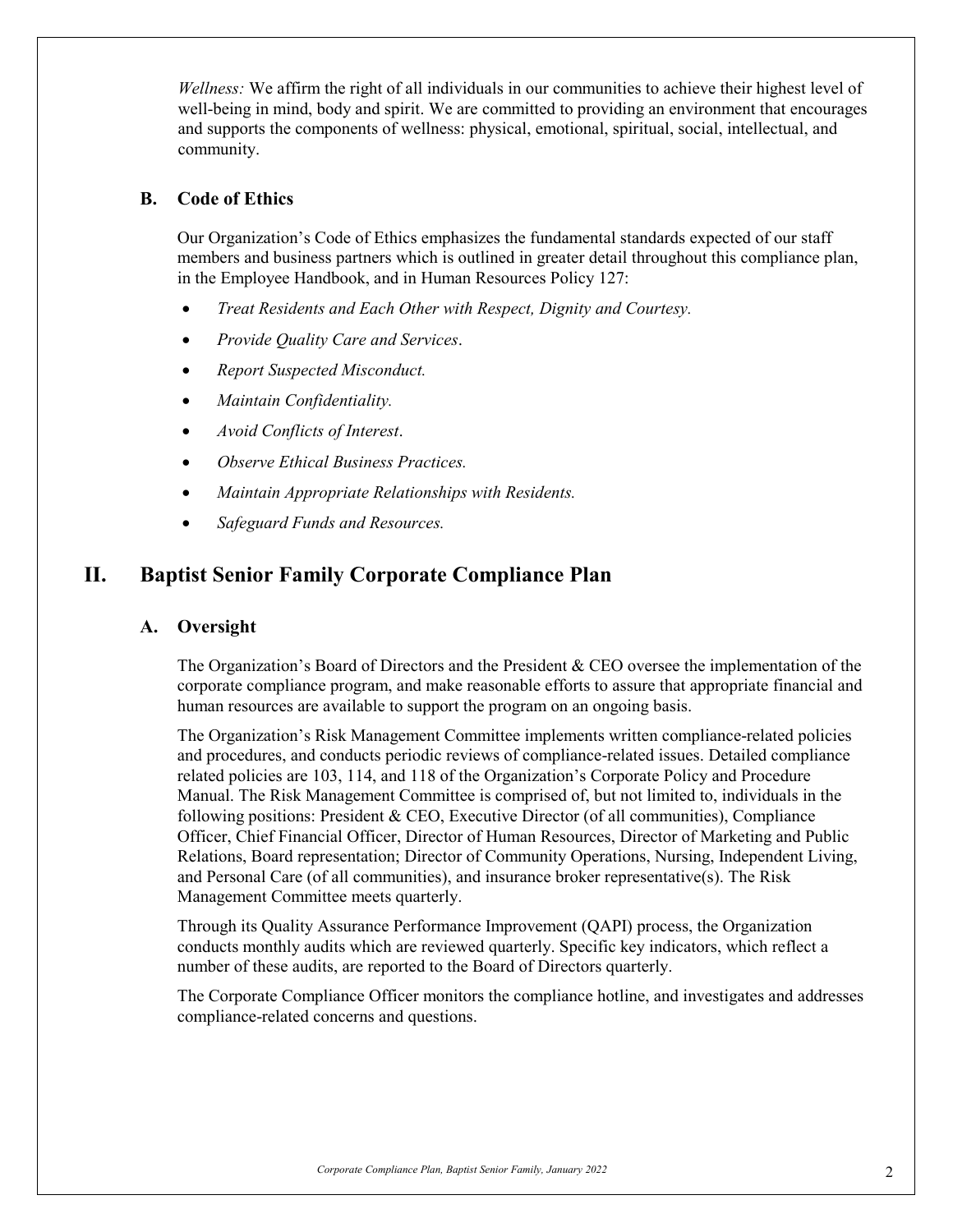*Wellness:* We affirm the right of all individuals in our communities to achieve their highest level of well-being in mind, body and spirit. We are committed to providing an environment that encourages and supports the components of wellness: physical, emotional, spiritual, social, intellectual, and community.

### B. Code of Ethics

Our Organization's Code of Ethics emphasizes the fundamental standards expected of our staff members and business partners which is outlined in greater detail throughout this compliance plan, in the Employee Handbook, and in Human Resources Policy 127:

- *Treat Residents and Each Other with Respect, Dignity and Courtesy.*
- *Provide Quality Care and Services*.
- *Report Suspected Misconduct.*
- *Maintain Confidentiality.*
- *Avoid Conflicts of Interest*.
- *Observe Ethical Business Practices.*
- *Maintain Appropriate Relationships with Residents.*
- *Safeguard Funds and Resources.*

## II. Baptist Senior Family Corporate Compliance Plan

### A. Oversight

The Organization's Board of Directors and the President & CEO oversee the implementation of the corporate compliance program, and make reasonable efforts to assure that appropriate financial and human resources are available to support the program on an ongoing basis.

The Organization's Risk Management Committee implements written compliance-related policies and procedures, and conducts periodic reviews of compliance-related issues. Detailed compliance related policies are 103, 114, and 118 of the Organization's Corporate Policy and Procedure Manual. The Risk Management Committee is comprised of, but not limited to, individuals in the following positions: President & CEO, Executive Director (of all communities), Compliance Officer, Chief Financial Officer, Director of Human Resources, Director of Marketing and Public Relations, Board representation; Director of Community Operations, Nursing, Independent Living, and Personal Care (of all communities), and insurance broker representative(s). The Risk Management Committee meets quarterly.

Through its Quality Assurance Performance Improvement (QAPI) process, the Organization conducts monthly audits which are reviewed quarterly. Specific key indicators, which reflect a number of these audits, are reported to the Board of Directors quarterly.

The Corporate Compliance Officer monitors the compliance hotline, and investigates and addresses compliance-related concerns and questions.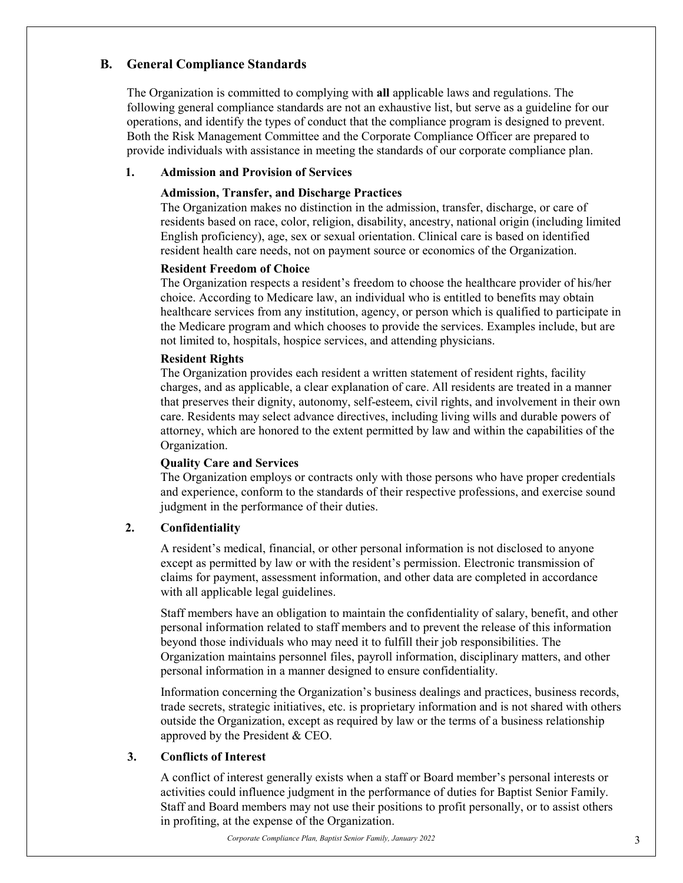## B. General Compliance Standards

The Organization is committed to complying with **all** applicable laws and regulations. The following general compliance standards are not an exhaustive list, but serve as a guideline for our operations, and identify the types of conduct that the compliance program is designed to prevent. Both the Risk Management Committee and the Corporate Compliance Officer are prepared to provide individuals with assistance in meeting the standards of our corporate compliance plan.

### 1. Admission and Provision of Services

**Admission, Transfer, and Discharge Practices**

The Organization makes no distinction in the admission, transfer, discharge, or care of residents based on race, color, religion, disability, ancestry, national origin (including limited English proficiency), age, sex or sexual orientation. Clinical care is based on identified resident health care needs, not on payment source or economics of the Organization.

**Resident Freedom of Choice**

The Organization respects a resident's freedom to choose the healthcare provider of his/her choice. According to Medicare law, an individual who is entitled to benefits may obtain healthcare services from any institution, agency, or person which is qualified to participate in the Medicare program and which chooses to provide the services. Examples include, but are not limited to, hospitals, hospice services, and attending physicians.

**Resident Rights**

The Organization provides each resident a written statement of resident rights, facility charges, and as applicable, a clear explanation of care. All residents are treated in a manner that preserves their dignity, autonomy, self-esteem, civil rights, and involvement in their own care. Residents may select advance directives, including living wills and durable powers of attorney, which are honored to the extent permitted by law and within the capabilities of the Organization.

**Quality Care and Services**

The Organization employs or contracts only with those persons who have proper credentials and experience, conform to the standards of their respective professions, and exercise sound judgment in the performance of their duties.

### 2. Confidentiality

A resident's medical, financial, or other personal information is not disclosed to anyone except as permitted by law or with the resident's permission. Electronic transmission of claims for payment, assessment information, and other data are completed in accordance with all applicable legal guidelines.

Staff members have an obligation to maintain the confidentiality of salary, benefit, and other personal information related to staff members and to prevent the release of this information beyond those individuals who may need it to fulfill their job responsibilities. The Organization maintains personnel files, payroll information, disciplinary matters, and other personal information in a manner designed to ensure confidentiality.

Information concerning the Organization's business dealings and practices, business records, trade secrets, strategic initiatives, etc. is proprietary information and is not shared with others outside the Organization, except as required by law or the terms of a business relationship approved by the President & CEO.

### 3. Conflicts of Interest

A conflict of interest generally exists when a staff or Board member's personal interests or activities could influence judgment in the performance of duties for Baptist Senior Family. Staff and Board members may not use their positions to profit personally, or to assist others in profiting, at the expense of the Organization.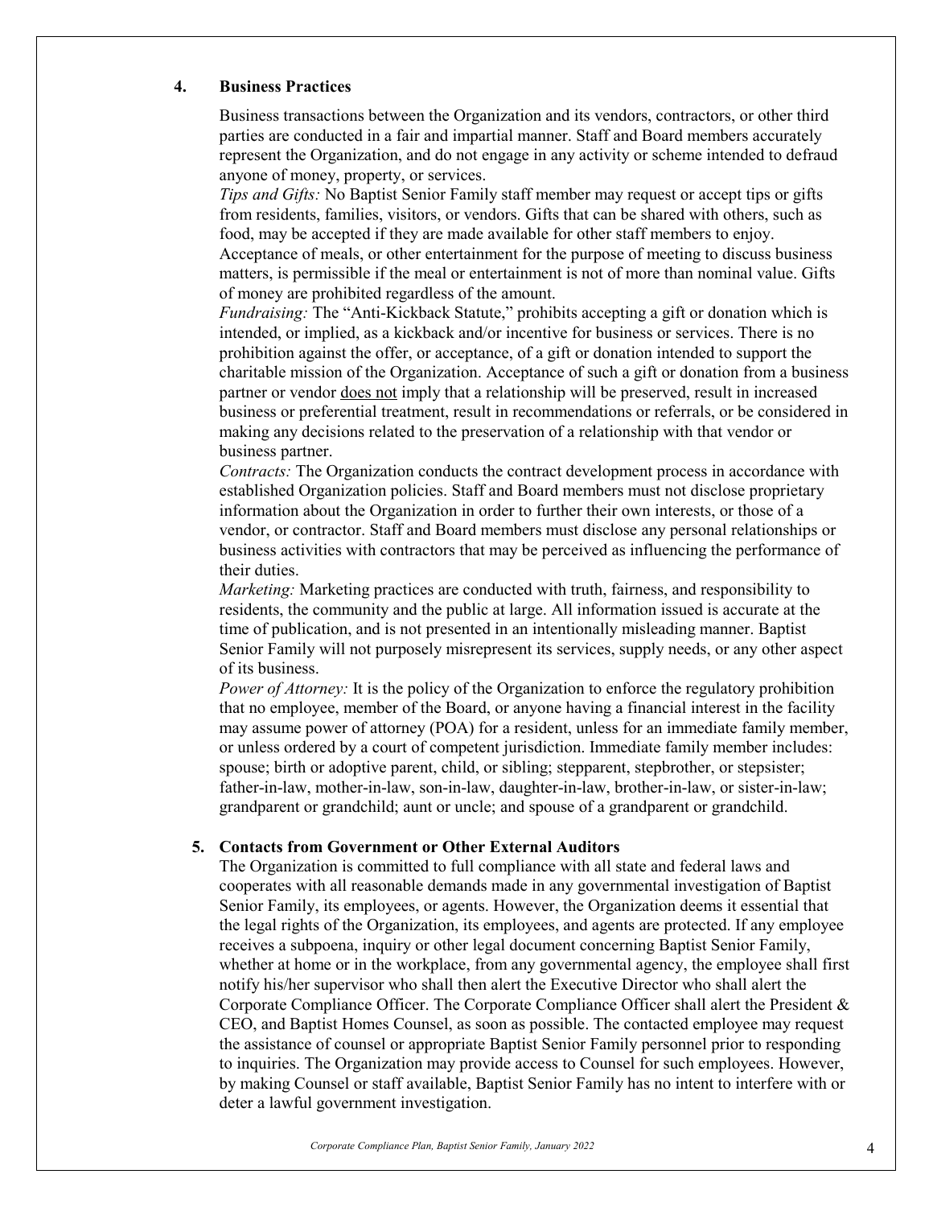## 4. Business Practices

Business transactions between the Organization and its vendors, contractors, or other third parties are conducted in a fair and impartial manner. Staff and Board members accurately represent the Organization, and do not engage in any activity or scheme intended to defraud anyone of money, property, or services.

*Tips and Gifts:* No Baptist Senior Family staff member may request or accept tips or gifts from residents, families, visitors, or vendors. Gifts that can be shared with others, such as food, may be accepted if they are made available for other staff members to enjoy. Acceptance of meals, or other entertainment for the purpose of meeting to discuss business matters, is permissible if the meal or entertainment is not of more than nominal value. Gifts of money are prohibited regardless of the amount.

*Fundraising:* The "Anti-Kickback Statute," prohibits accepting a gift or donation which is intended, or implied, as a kickback and/or incentive for business or services. There is no prohibition against the offer, or acceptance, of a gift or donation intended to support the charitable mission of the Organization. Acceptance of such a gift or donation from a business partner or vendor <u>does not</u> imply that a relationship will be preserved, result in increased business or preferential treatment, result in recommendations or referrals, or be considered in making any decisions related to the preservation of a relationship with that vendor or business partner.

*Contracts:* The Organization conducts the contract development process in accordance with established Organization policies. Staff and Board members must not disclose proprietary information about the Organization in order to further their own interests, or those of a vendor, or contractor. Staff and Board members must disclose any personal relationships or business activities with contractors that may be perceived as influencing the performance of their duties.

*Marketing:* Marketing practices are conducted with truth, fairness, and responsibility to residents, the community and the public at large. All information issued is accurate at the time of publication, and is not presented in an intentionally misleading manner. Baptist Senior Family will not purposely misrepresent its services, supply needs, or any other aspect of its business.

*Power of Attorney:* It is the policy of the Organization to enforce the regulatory prohibition that no employee, member of the Board, or anyone having a financial interest in the facility may assume power of attorney (POA) for a resident, unless for an immediate family member, or unless ordered by a court of competent jurisdiction. Immediate family member includes: spouse; birth or adoptive parent, child, or sibling; stepparent, stepbrother, or stepsister; father-in-law, mother-in-law, son-in-law, daughter-in-law, brother-in-law, or sister-in-law; grandparent or grandchild; aunt or uncle; and spouse of a grandparent or grandchild.

## 5. Contacts from Government or Other External Auditors

The Organization is committed to full compliance with all state and federal laws and cooperates with all reasonable demands made in any governmental investigation of Baptist Senior Family, its employees, or agents. However, the Organization deems it essential that the legal rights of the Organization, its employees, and agents are protected. If any employee receives a subpoena, inquiry or other legal document concerning Baptist Senior Family, whether at home or in the workplace, from any governmental agency, the employee shall first notify his/her supervisor who shall then alert the Executive Director who shall alert the Corporate Compliance Officer. The Corporate Compliance Officer shall alert the President & CEO, and Baptist Homes Counsel, as soon as possible. The contacted employee may request the assistance of counsel or appropriate Baptist Senior Family personnel prior to responding to inquiries. The Organization may provide access to Counsel for such employees. However, by making Counsel or staff available, Baptist Senior Family has no intent to interfere with or deter a lawful government investigation.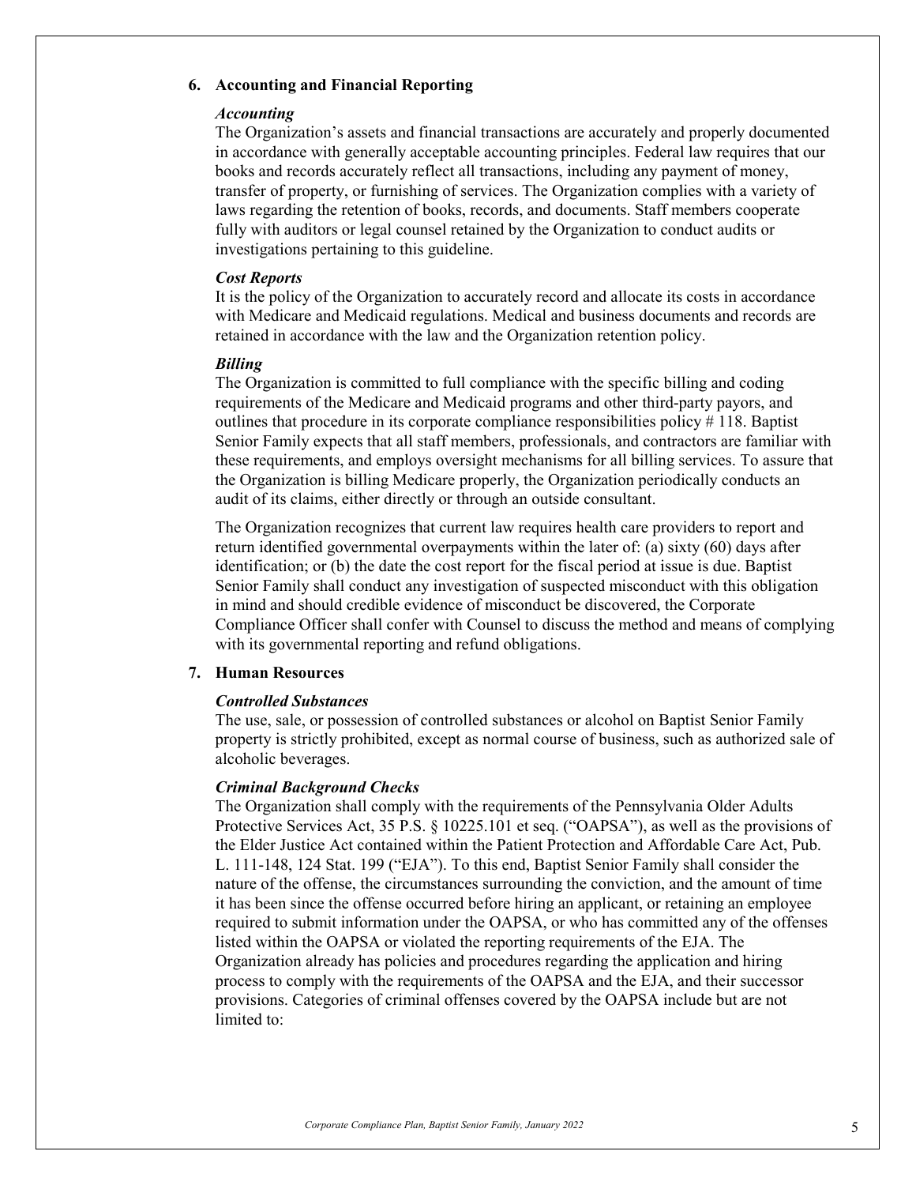## 6. Accounting and Financial Reporting

### *Accounting*

The Organization's assets and financial transactions are accurately and properly documented in accordance with generally acceptable accounting principles. Federal law requires that our books and records accurately reflect all transactions, including any payment of money, transfer of property, or furnishing of services. The Organization complies with a variety of laws regarding the retention of books, records, and documents. Staff members cooperate fully with auditors or legal counsel retained by the Organization to conduct audits or investigations pertaining to this guideline.

### *Cost Reports*

It is the policy of the Organization to accurately record and allocate its costs in accordance with Medicare and Medicaid regulations. Medical and business documents and records are retained in accordance with the law and the Organization retention policy.

### *Billing*

The Organization is committed to full compliance with the specific billing and coding requirements of the Medicare and Medicaid programs and other third-party payors, and outlines that procedure in its corporate compliance responsibilities policy # 118. Baptist Senior Family expects that all staff members, professionals, and contractors are familiar with these requirements, and employs oversight mechanisms for all billing services. To assure that the Organization is billing Medicare properly, the Organization periodically conducts an audit of its claims, either directly or through an outside consultant.

The Organization recognizes that current law requires health care providers to report and return identified governmental overpayments within the later of: (a) sixty (60) days after identification; or (b) the date the cost report for the fiscal period at issue is due. Baptist Senior Family shall conduct any investigation of suspected misconduct with this obligation in mind and should credible evidence of misconduct be discovered, the Corporate Compliance Officer shall confer with Counsel to discuss the method and means of complying with its governmental reporting and refund obligations.

## 7. Human Resources

### *Controlled Substances*

The use, sale, or possession of controlled substances or alcohol on Baptist Senior Family property is strictly prohibited, except as normal course of business, such as authorized sale of alcoholic beverages.

### *Criminal Background Checks*

The Organization shall comply with the requirements of the Pennsylvania Older Adults Protective Services Act, 35 P.S. § 10225.101 et seq. ("OAPSA"), as well as the provisions of the Elder Justice Act contained within the Patient Protection and Affordable Care Act, Pub. L. 111-148, 124 Stat. 199 ("EJA"). To this end, Baptist Senior Family shall consider the nature of the offense, the circumstances surrounding the conviction, and the amount of time it has been since the offense occurred before hiring an applicant, or retaining an employee required to submit information under the OAPSA, or who has committed any of the offenses listed within the OAPSA or violated the reporting requirements of the EJA. The Organization already has policies and procedures regarding the application and hiring process to comply with the requirements of the OAPSA and the EJA, and their successor provisions. Categories of criminal offenses covered by the OAPSA include but are not limited to: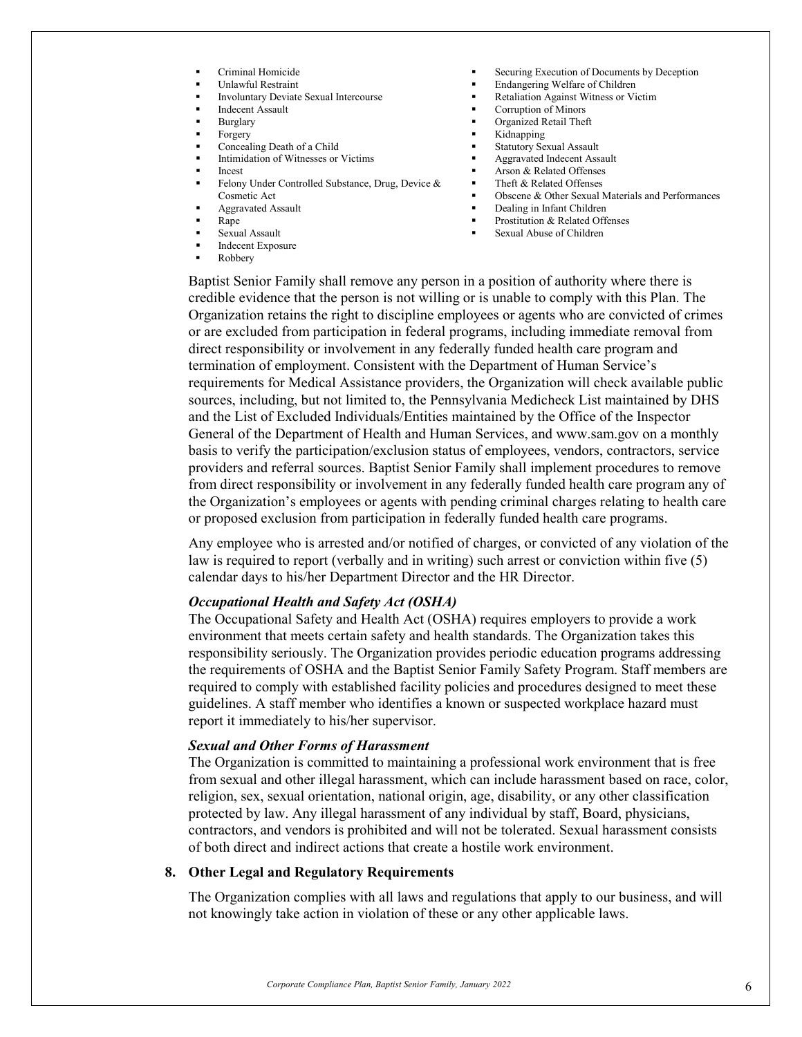- Criminal Homicide
- Unlawful Restraint
- Involuntary Deviate Sexual Intercourse
- Indecent Assault
- Burglary
- Forgery
- Concealing Death of a Child
- Intimidation of Witnesses or Victims
- Incest
- Felony Under Controlled Substance, Drug, Device & Cosmetic Act
- Aggravated Assault
- Rape
- Sexual Assault
- Indecent Exposure
- Robbery
- Securing Execution of Documents by Deception
- Endangering Welfare of Children
- Retaliation Against Witness or Victim
- Corruption of Minors
- Organized Retail Theft
- Kidnapping
- Statutory Sexual Assault
- Aggravated Indecent Assault
- Arson & Related Offenses
- Theft & Related Offenses
- Obscene & Other Sexual Materials and Performances
- Dealing in Infant Children
- Prostitution & Related Offenses
- Sexual Abuse of Children

Baptist Senior Family shall remove any person in a position of authority where there is credible evidence that the person is not willing or is unable to comply with this Plan. The Organization retains the right to discipline employees or agents who are convicted of crimes or are excluded from participation in federal programs, including immediate removal from direct responsibility or involvement in any federally funded health care program and termination of employment. Consistent with the Department of Human Service's requirements for Medical Assistance providers, the Organization will check available public sources, including, but not limited to, the Pennsylvania Medicheck List maintained by DHS and the List of Excluded Individuals/Entities maintained by the Office of the Inspector General of the Department of Health and Human Services, and www.sam.gov on a monthly basis to verify the participation/exclusion status of employees, vendors, contractors, service providers and referral sources. Baptist Senior Family shall implement procedures to remove from direct responsibility or involvement in any federally funded health care program any of the Organization's employees or agents with pending criminal charges relating to health care or proposed exclusion from participation in federally funded health care programs.

Any employee who is arrested and/or notified of charges, or convicted of any violation of the law is required to report (verbally and in writing) such arrest or conviction within five (5) calendar days to his/her Department Director and the HR Director.

***Occupational Health and Safety Act (OSHA)***

The Occupational Safety and Health Act (OSHA) requires employers to provide a work environment that meets certain safety and health standards. The Organization takes this responsibility seriously. The Organization provides periodic education programs addressing the requirements of OSHA and the Baptist Senior Family Safety Program. Staff members are required to comply with established facility policies and procedures designed to meet these guidelines. A staff member who identifies a known or suspected workplace hazard must report it immediately to his/her supervisor.

***Sexual and Other Forms of Harassment***

The Organization is committed to maintaining a professional work environment that is free from sexual and other illegal harassment, which can include harassment based on race, color, religion, sex, sexual orientation, national origin, age, disability, or any other classification protected by law. Any illegal harassment of any individual by staff, Board, physicians, contractors, and vendors is prohibited and will not be tolerated. Sexual harassment consists of both direct and indirect actions that create a hostile work environment.

**8. Other Legal and Regulatory Requirements**

The Organization complies with all laws and regulations that apply to our business, and will not knowingly take action in violation of these or any other applicable laws.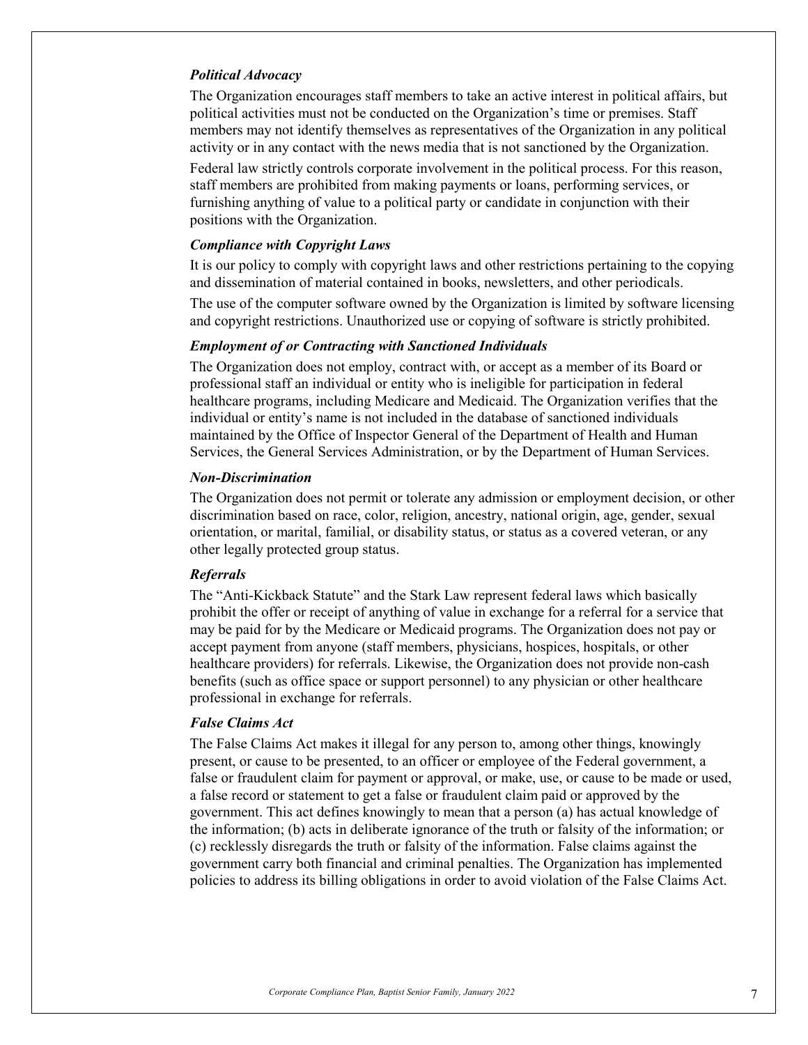### *Political Advocacy*

The Organization encourages staff members to take an active interest in political affairs, but political activities must not be conducted on the Organization's time or premises. Staff members may not identify themselves as representatives of the Organization in any political activity or in any contact with the news media that is not sanctioned by the Organization.

Federal law strictly controls corporate involvement in the political process. For this reason, staff members are prohibited from making payments or loans, performing services, or furnishing anything of value to a political party or candidate in conjunction with their positions with the Organization.

### *Compliance with Copyright Laws*

It is our policy to comply with copyright laws and other restrictions pertaining to the copying and dissemination of material contained in books, newsletters, and other periodicals.

The use of the computer software owned by the Organization is limited by software licensing and copyright restrictions. Unauthorized use or copying of software is strictly prohibited.

### *Employment of or Contracting with Sanctioned Individuals*

The Organization does not employ, contract with, or accept as a member of its Board or professional staff an individual or entity who is ineligible for participation in federal healthcare programs, including Medicare and Medicaid. The Organization verifies that the individual or entity's name is not included in the database of sanctioned individuals maintained by the Office of Inspector General of the Department of Health and Human Services, the General Services Administration, or by the Department of Human Services.

### *Non-Discrimination*

The Organization does not permit or tolerate any admission or employment decision, or other discrimination based on race, color, religion, ancestry, national origin, age, gender, sexual orientation, or marital, familial, or disability status, or status as a covered veteran, or any other legally protected group status.

### *Referrals*

The "Anti-Kickback Statute" and the Stark Law represent federal laws which basically prohibit the offer or receipt of anything of value in exchange for a referral for a service that may be paid for by the Medicare or Medicaid programs. The Organization does not pay or accept payment from anyone (staff members, physicians, hospices, hospitals, or other healthcare providers) for referrals. Likewise, the Organization does not provide non-cash benefits (such as office space or support personnel) to any physician or other healthcare professional in exchange for referrals.

### *False Claims Act*

The False Claims Act makes it illegal for any person to, among other things, knowingly present, or cause to be presented, to an officer or employee of the Federal government, a false or fraudulent claim for payment or approval, or make, use, or cause to be made or used, a false record or statement to get a false or fraudulent claim paid or approved by the government. This act defines knowingly to mean that a person (a) has actual knowledge of the information; (b) acts in deliberate ignorance of the truth or falsity of the information; or (c) recklessly disregards the truth or falsity of the information. False claims against the government carry both financial and criminal penalties. The Organization has implemented policies to address its billing obligations in order to avoid violation of the False Claims Act.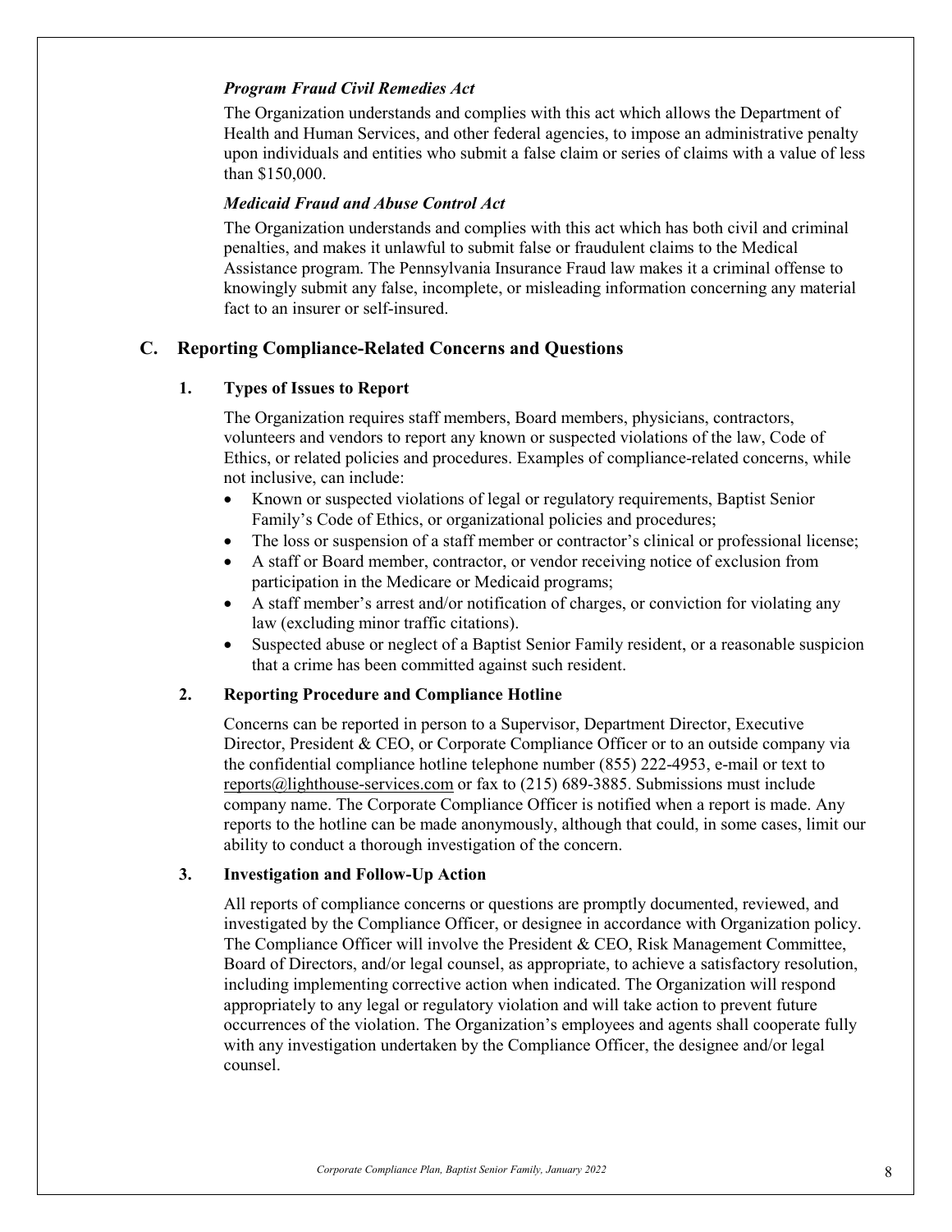### *Program Fraud Civil Remedies Act*

The Organization understands and complies with this act which allows the Department of Health and Human Services, and other federal agencies, to impose an administrative penalty upon individuals and entities who submit a false claim or series of claims with a value of less than $150,000.

### *Medicaid Fraud and Abuse Control Act*

The Organization understands and complies with this act which has both civil and criminal penalties, and makes it unlawful to submit false or fraudulent claims to the Medical Assistance program. The Pennsylvania Insurance Fraud law makes it a criminal offense to knowingly submit any false, incomplete, or misleading information concerning any material fact to an insurer or self-insured.

## C. Reporting Compliance-Related Concerns and Questions

### 1. Types of Issues to Report

The Organization requires staff members, Board members, physicians, contractors, volunteers and vendors to report any known or suspected violations of the law, Code of Ethics, or related policies and procedures. Examples of compliance-related concerns, while not inclusive, can include:

- Known or suspected violations of legal or regulatory requirements, Baptist Senior Family's Code of Ethics, or organizational policies and procedures;
- The loss or suspension of a staff member or contractor's clinical or professional license;
- A staff or Board member, contractor, or vendor receiving notice of exclusion from participation in the Medicare or Medicaid programs;
- A staff member's arrest and/or notification of charges, or conviction for violating any law (excluding minor traffic citations).
- Suspected abuse or neglect of a Baptist Senior Family resident, or a reasonable suspicion that a crime has been committed against such resident.

### 2. Reporting Procedure and Compliance Hotline

Concerns can be reported in person to a Supervisor, Department Director, Executive Director, President & CEO, or Corporate Compliance Officer or to an outside company via the confidential compliance hotline telephone number (855) 222-4953, e-mail or text to reports@lighthouse-services.com or fax to (215) 689-3885. Submissions must include company name. The Corporate Compliance Officer is notified when a report is made. Any reports to the hotline can be made anonymously, although that could, in some cases, limit our ability to conduct a thorough investigation of the concern.

### 3. Investigation and Follow-Up Action

All reports of compliance concerns or questions are promptly documented, reviewed, and investigated by the Compliance Officer, or designee in accordance with Organization policy. The Compliance Officer will involve the President & CEO, Risk Management Committee, Board of Directors, and/or legal counsel, as appropriate, to achieve a satisfactory resolution, including implementing corrective action when indicated. The Organization will respond appropriately to any legal or regulatory violation and will take action to prevent future occurrences of the violation. The Organization's employees and agents shall cooperate fully with any investigation undertaken by the Compliance Officer, the designee and/or legal counsel.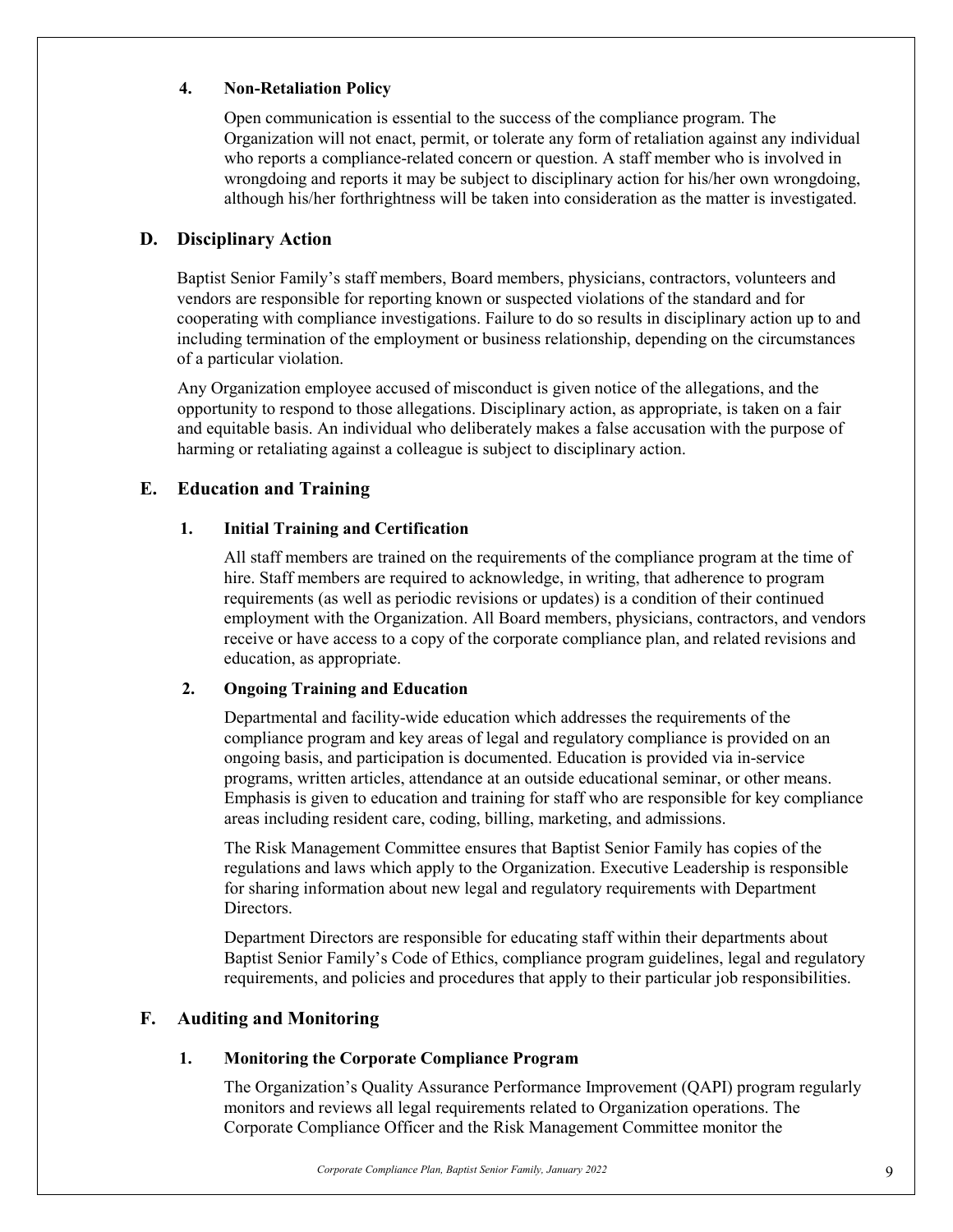#### 4. Non-Retaliation Policy

Open communication is essential to the success of the compliance program. The Organization will not enact, permit, or tolerate any form of retaliation against any individual who reports a compliance-related concern or question. A staff member who is involved in wrongdoing and reports it may be subject to disciplinary action for his/her own wrongdoing, although his/her forthrightness will be taken into consideration as the matter is investigated.

### D. Disciplinary Action

Baptist Senior Family's staff members, Board members, physicians, contractors, volunteers and vendors are responsible for reporting known or suspected violations of the standard and for cooperating with compliance investigations. Failure to do so results in disciplinary action up to and including termination of the employment or business relationship, depending on the circumstances of a particular violation.

Any Organization employee accused of misconduct is given notice of the allegations, and the opportunity to respond to those allegations. Disciplinary action, as appropriate, is taken on a fair and equitable basis. An individual who deliberately makes a false accusation with the purpose of harming or retaliating against a colleague is subject to disciplinary action.

### E. Education and Training

#### 1. Initial Training and Certification

All staff members are trained on the requirements of the compliance program at the time of hire. Staff members are required to acknowledge, in writing, that adherence to program requirements (as well as periodic revisions or updates) is a condition of their continued employment with the Organization. All Board members, physicians, contractors, and vendors receive or have access to a copy of the corporate compliance plan, and related revisions and education, as appropriate.

#### 2. Ongoing Training and Education

Departmental and facility-wide education which addresses the requirements of the compliance program and key areas of legal and regulatory compliance is provided on an ongoing basis, and participation is documented. Education is provided via in-service programs, written articles, attendance at an outside educational seminar, or other means. Emphasis is given to education and training for staff who are responsible for key compliance areas including resident care, coding, billing, marketing, and admissions.

The Risk Management Committee ensures that Baptist Senior Family has copies of the regulations and laws which apply to the Organization. Executive Leadership is responsible for sharing information about new legal and regulatory requirements with Department Directors.

Department Directors are responsible for educating staff within their departments about Baptist Senior Family's Code of Ethics, compliance program guidelines, legal and regulatory requirements, and policies and procedures that apply to their particular job responsibilities.

### F. Auditing and Monitoring

#### 1. Monitoring the Corporate Compliance Program

The Organization's Quality Assurance Performance Improvement (QAPI) program regularly monitors and reviews all legal requirements related to Organization operations. The Corporate Compliance Officer and the Risk Management Committee monitor the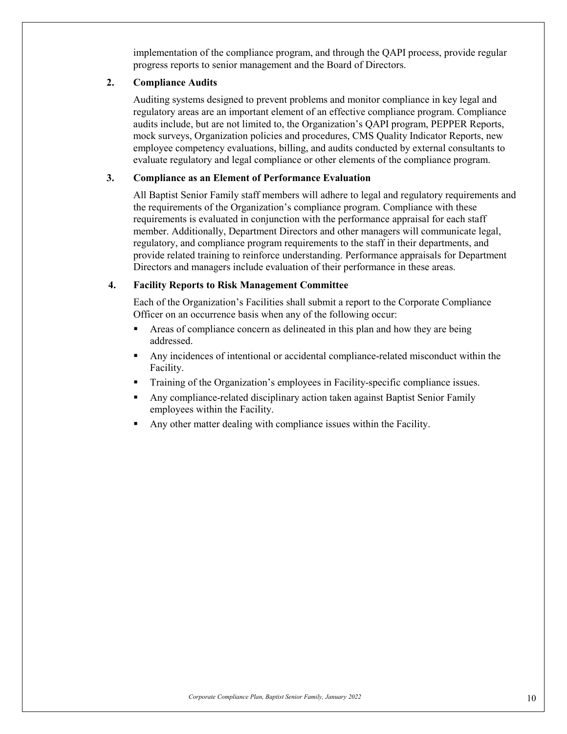implementation of the compliance program, and through the QAPI process, provide regular progress reports to senior management and the Board of Directors.

**2. Compliance Audits**

Auditing systems designed to prevent problems and monitor compliance in key legal and regulatory areas are an important element of an effective compliance program. Compliance audits include, but are not limited to, the Organization's QAPI program, PEPPER Reports, mock surveys, Organization policies and procedures, CMS Quality Indicator Reports, new employee competency evaluations, billing, and audits conducted by external consultants to evaluate regulatory and legal compliance or other elements of the compliance program.

**3. Compliance as an Element of Performance Evaluation**

All Baptist Senior Family staff members will adhere to legal and regulatory requirements and the requirements of the Organization's compliance program. Compliance with these requirements is evaluated in conjunction with the performance appraisal for each staff member. Additionally, Department Directors and other managers will communicate legal, regulatory, and compliance program requirements to the staff in their departments, and provide related training to reinforce understanding. Performance appraisals for Department Directors and managers include evaluation of their performance in these areas.

**4. Facility Reports to Risk Management Committee**

Each of the Organization's Facilities shall submit a report to the Corporate Compliance Officer on an occurrence basis when any of the following occur:

- Areas of compliance concern as delineated in this plan and how they are being addressed.
- Any incidences of intentional or accidental compliance-related misconduct within the Facility.
- Training of the Organization's employees in Facility-specific compliance issues.
- Any compliance-related disciplinary action taken against Baptist Senior Family employees within the Facility.
- Any other matter dealing with compliance issues within the Facility.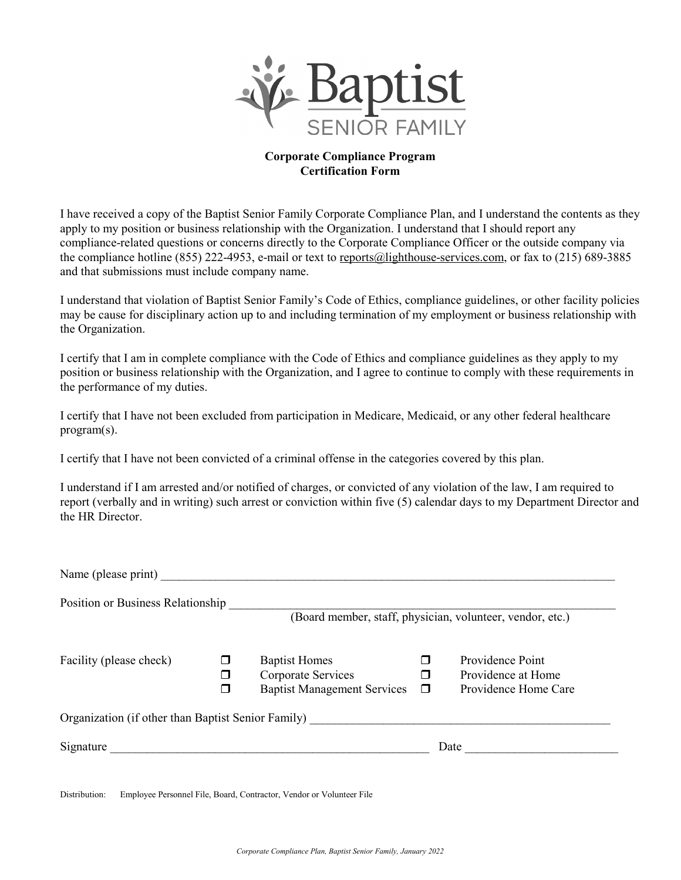Baptist SENIOR FAMILY

**Corporate Compliance Program**
**Certification Form**

I have received a copy of the Baptist Senior Family Corporate Compliance Plan, and I understand the contents as they apply to my position or business relationship with the Organization. I understand that I should report any compliance-related questions or concerns directly to the Corporate Compliance Officer or the outside company via the compliance hotline (855) 222-4953, e-mail or text to reports@lighthouse-services.com, or fax to (215) 689-3885 and that submissions must include company name.

I understand that violation of Baptist Senior Family's Code of Ethics, compliance guidelines, or other facility policies may be cause for disciplinary action up to and including termination of my employment or business relationship with the Organization.

I certify that I am in complete compliance with the Code of Ethics and compliance guidelines as they apply to my position or business relationship with the Organization, and I agree to continue to comply with these requirements in the performance of my duties.

I certify that I have not been excluded from participation in Medicare, Medicaid, or any other federal healthcare program(s).

I certify that I have not been convicted of a criminal offense in the categories covered by this plan.

I understand if I am arrested and/or notified of charges, or convicted of any violation of the law, I am required to report (verbally and in writing) such arrest or conviction within five (5) calendar days to my Department Director and the HR Director.

Name (please print) ______________________________________________________________________________

Position or Business Relationship ____________________________________________________________________
(Board member, staff, physician, volunteer, vendor, etc.)

Facility (please check)

- ❒ Baptist Homes
- ❒ Corporate Services
- ❒ Baptist Management Services
- ❒ Providence Point
- ❒ Providence at Home
- ❒ Providence Home Care

Organization (if other than Baptist Senior Family) ___________________________________________________

Signature _______________________________________________________ Date _________________________

Distribution: Employee Personnel File, Board, Contractor, Vendor or Volunteer File

*Corporate Compliance Plan, Baptist Senior Family, January 2022*